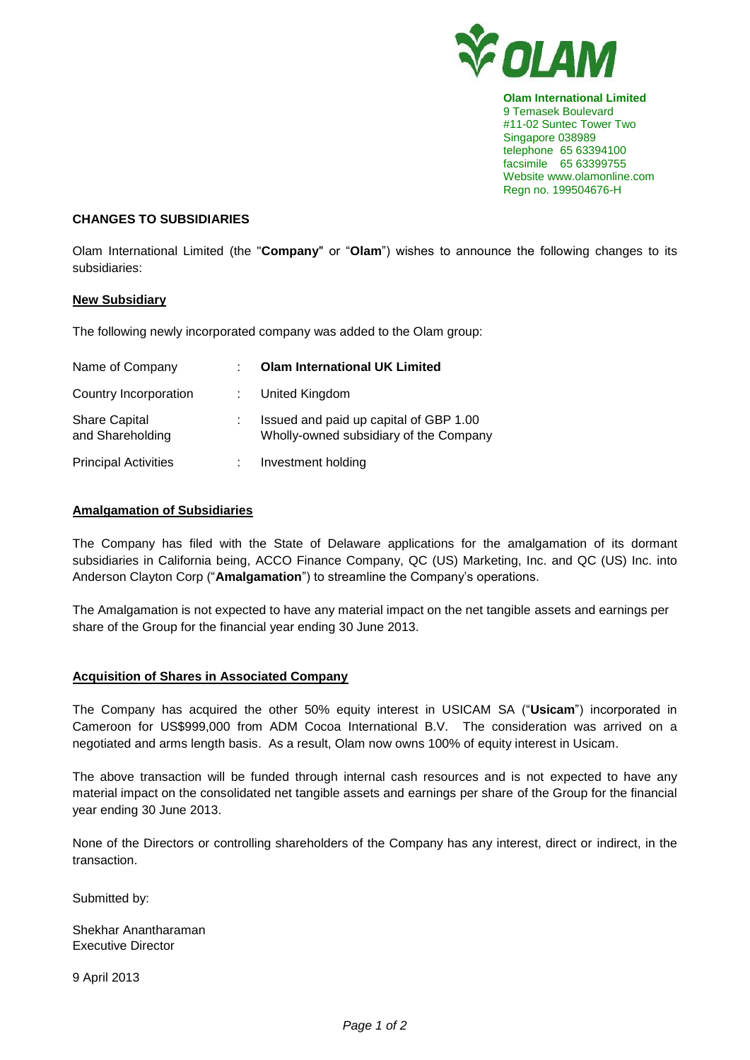**Olam International Limited**
9 Temasek Boulevard
#11-02 Suntec Tower Two
Singapore 038989
telephone 65 63394100
facsimile 65 63399755
Website www.olamonline.com
Regn no. 199504676-H

## CHANGES TO SUBSIDIARIES

Olam International Limited (the "**Company**" or "**Olam**") wishes to announce the following changes to its subsidiaries:

### New Subsidiary

The following newly incorporated company was added to the Olam group:

| | | |
|---|---|---|
| Name of Company | : | **Olam International UK Limited** |
| Country Incorporation | : | United Kingdom |
| Share Capital and Shareholding | : | Issued and paid up capital of GBP 1.00 Wholly-owned subsidiary of the Company |
| Principal Activities | : | Investment holding |

### Amalgamation of Subsidiaries

The Company has filed with the State of Delaware applications for the amalgamation of its dormant subsidiaries in California being, ACCO Finance Company, QC (US) Marketing, Inc. and QC (US) Inc. into Anderson Clayton Corp ("**Amalgamation**") to streamline the Company's operations.

The Amalgamation is not expected to have any material impact on the net tangible assets and earnings per share of the Group for the financial year ending 30 June 2013.

### Acquisition of Shares in Associated Company

The Company has acquired the other 50% equity interest in USICAM SA ("**Usicam**") incorporated in Cameroon for US$999,000 from ADM Cocoa International B.V. The consideration was arrived on a negotiated and arms length basis. As a result, Olam now owns 100% of equity interest in Usicam.

The above transaction will be funded through internal cash resources and is not expected to have any material impact on the consolidated net tangible assets and earnings per share of the Group for the financial year ending 30 June 2013.

None of the Directors or controlling shareholders of the Company has any interest, direct or indirect, in the transaction.

Submitted by:

Shekhar Anantharaman
Executive Director

9 April 2013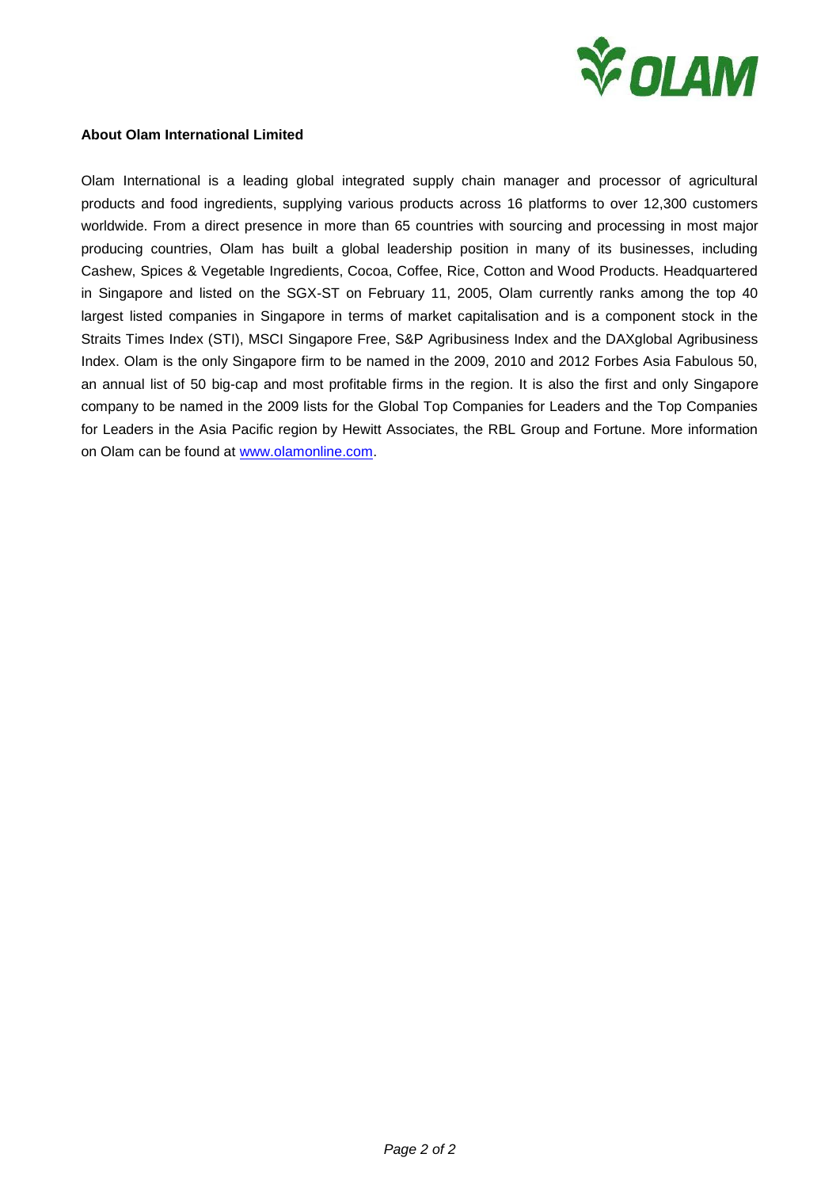**About Olam International Limited**

Olam International is a leading global integrated supply chain manager and processor of agricultural products and food ingredients, supplying various products across 16 platforms to over 12,300 customers worldwide. From a direct presence in more than 65 countries with sourcing and processing in most major producing countries, Olam has built a global leadership position in many of its businesses, including Cashew, Spices & Vegetable Ingredients, Cocoa, Coffee, Rice, Cotton and Wood Products. Headquartered in Singapore and listed on the SGX-ST on February 11, 2005, Olam currently ranks among the top 40 largest listed companies in Singapore in terms of market capitalisation and is a component stock in the Straits Times Index (STI), MSCI Singapore Free, S&P Agribusiness Index and the DAXglobal Agribusiness Index. Olam is the only Singapore firm to be named in the 2009, 2010 and 2012 Forbes Asia Fabulous 50, an annual list of 50 big-cap and most profitable firms in the region. It is also the first and only Singapore company to be named in the 2009 lists for the Global Top Companies for Leaders and the Top Companies for Leaders in the Asia Pacific region by Hewitt Associates, the RBL Group and Fortune. More information on Olam can be found at [www.olamonline.com](http://www.olamonline.com).